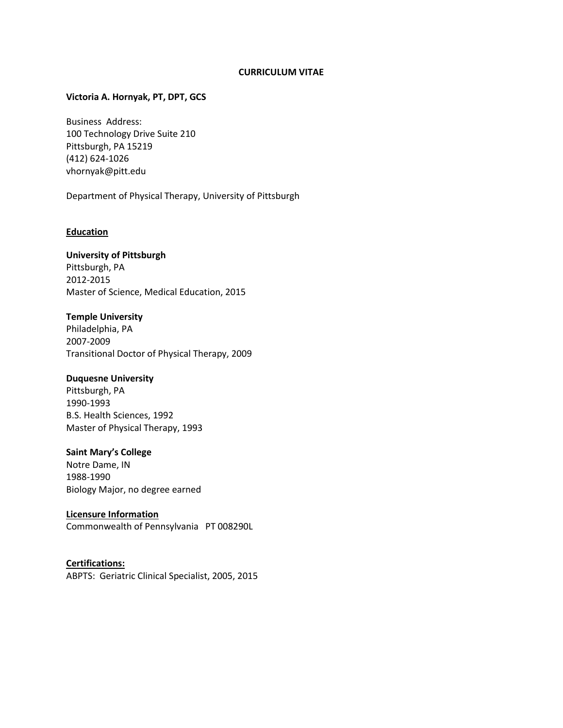# CURRICULUM VITAE

**Victoria A. Hornyak, PT, DPT, GCS**

Business Address:
100 Technology Drive Suite 210
Pittsburgh, PA 15219
(412) 624-1026
vhornyak@pitt.edu

Department of Physical Therapy, University of Pittsburgh

## Education

**University of Pittsburgh**
Pittsburgh, PA
2012-2015
Master of Science, Medical Education, 2015

**Temple University**
Philadelphia, PA
2007-2009
Transitional Doctor of Physical Therapy, 2009

**Duquesne University**
Pittsburgh, PA
1990-1993
B.S. Health Sciences, 1992
Master of Physical Therapy, 1993

**Saint Mary's College**
Notre Dame, IN
1988-1990
Biology Major, no degree earned

## Licensure Information

Commonwealth of Pennsylvania PT 008290L

## Certifications:

ABPTS: Geriatric Clinical Specialist, 2005, 2015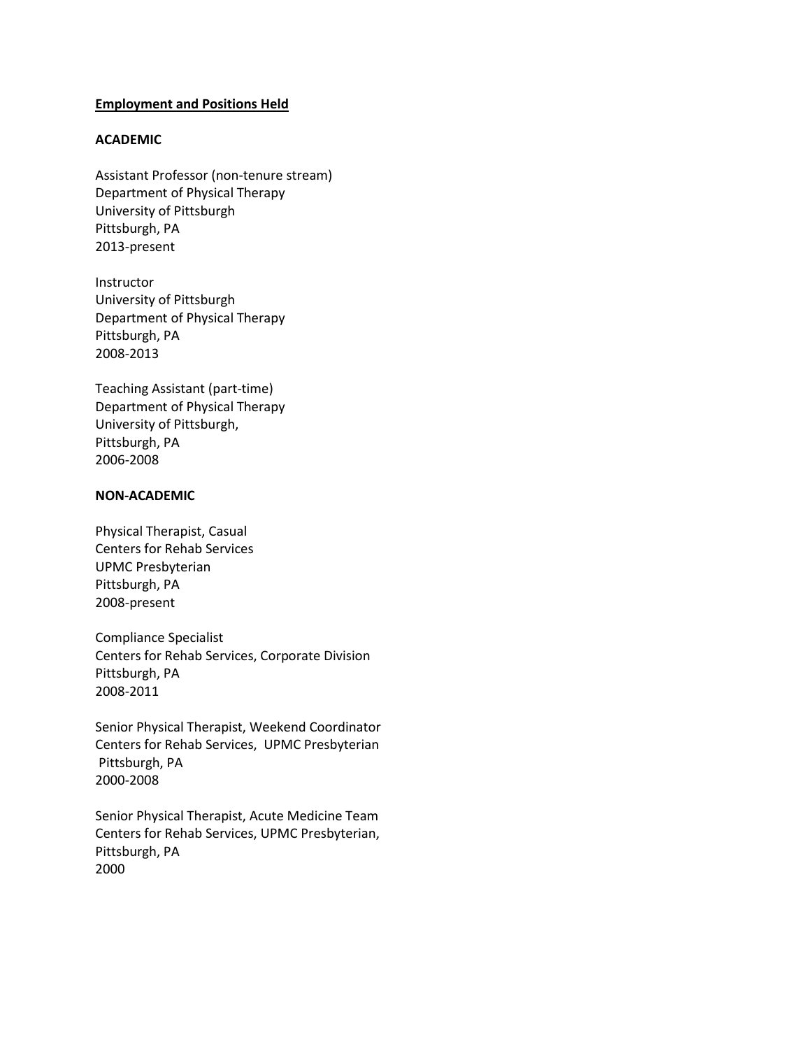## Employment and Positions Held

### ACADEMIC

Assistant Professor (non-tenure stream)
Department of Physical Therapy
University of Pittsburgh
Pittsburgh, PA
2013-present

Instructor
University of Pittsburgh
Department of Physical Therapy
Pittsburgh, PA
2008-2013

Teaching Assistant (part-time)
Department of Physical Therapy
University of Pittsburgh,
Pittsburgh, PA
2006-2008

### NON-ACADEMIC

Physical Therapist, Casual
Centers for Rehab Services
UPMC Presbyterian
Pittsburgh, PA
2008-present

Compliance Specialist
Centers for Rehab Services, Corporate Division
Pittsburgh, PA
2008-2011

Senior Physical Therapist, Weekend Coordinator
Centers for Rehab Services, UPMC Presbyterian
Pittsburgh, PA
2000-2008

Senior Physical Therapist, Acute Medicine Team
Centers for Rehab Services, UPMC Presbyterian,
Pittsburgh, PA
2000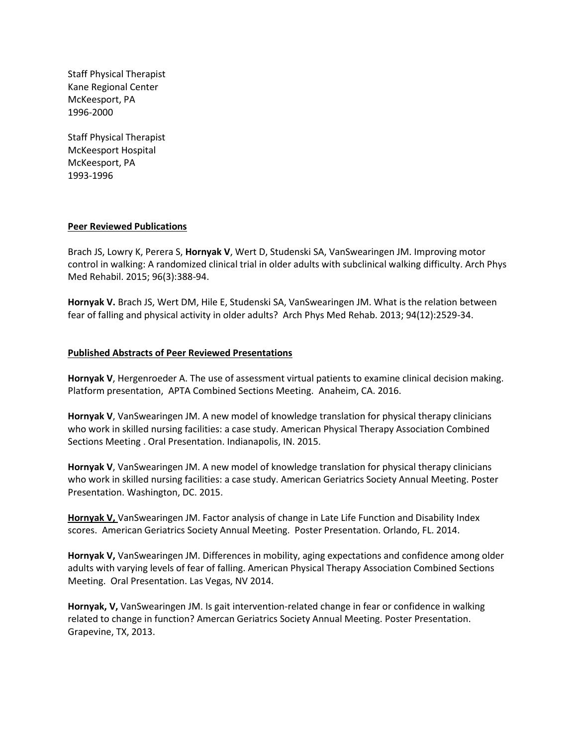Staff Physical Therapist
Kane Regional Center
McKeesport, PA
1996-2000

Staff Physical Therapist
McKeesport Hospital
McKeesport, PA
1993-1996

## Peer Reviewed Publications

Brach JS, Lowry K, Perera S, **Hornyak V**, Wert D, Studenski SA, VanSwearingen JM. Improving motor control in walking: A randomized clinical trial in older adults with subclinical walking difficulty. Arch Phys Med Rehabil. 2015; 96(3):388-94.

**Hornyak V.** Brach JS, Wert DM, Hile E, Studenski SA, VanSwearingen JM. What is the relation between fear of falling and physical activity in older adults? Arch Phys Med Rehab. 2013; 94(12):2529-34.

## Published Abstracts of Peer Reviewed Presentations

**Hornyak V**, Hergenroeder A. The use of assessment virtual patients to examine clinical decision making. Platform presentation, APTA Combined Sections Meeting. Anaheim, CA. 2016.

**Hornyak V**, VanSwearingen JM. A new model of knowledge translation for physical therapy clinicians who work in skilled nursing facilities: a case study. American Physical Therapy Association Combined Sections Meeting . Oral Presentation. Indianapolis, IN. 2015.

**Hornyak V**, VanSwearingen JM. A new model of knowledge translation for physical therapy clinicians who work in skilled nursing facilities: a case study. American Geriatrics Society Annual Meeting. Poster Presentation. Washington, DC. 2015.

**Hornyak V,** VanSwearingen JM. Factor analysis of change in Late Life Function and Disability Index scores. American Geriatrics Society Annual Meeting. Poster Presentation. Orlando, FL. 2014.

**Hornyak V,** VanSwearingen JM. Differences in mobility, aging expectations and confidence among older adults with varying levels of fear of falling. American Physical Therapy Association Combined Sections Meeting. Oral Presentation. Las Vegas, NV 2014.

**Hornyak, V,** VanSwearingen JM. Is gait intervention-related change in fear or confidence in walking related to change in function? Amercan Geriatrics Society Annual Meeting. Poster Presentation. Grapevine, TX, 2013.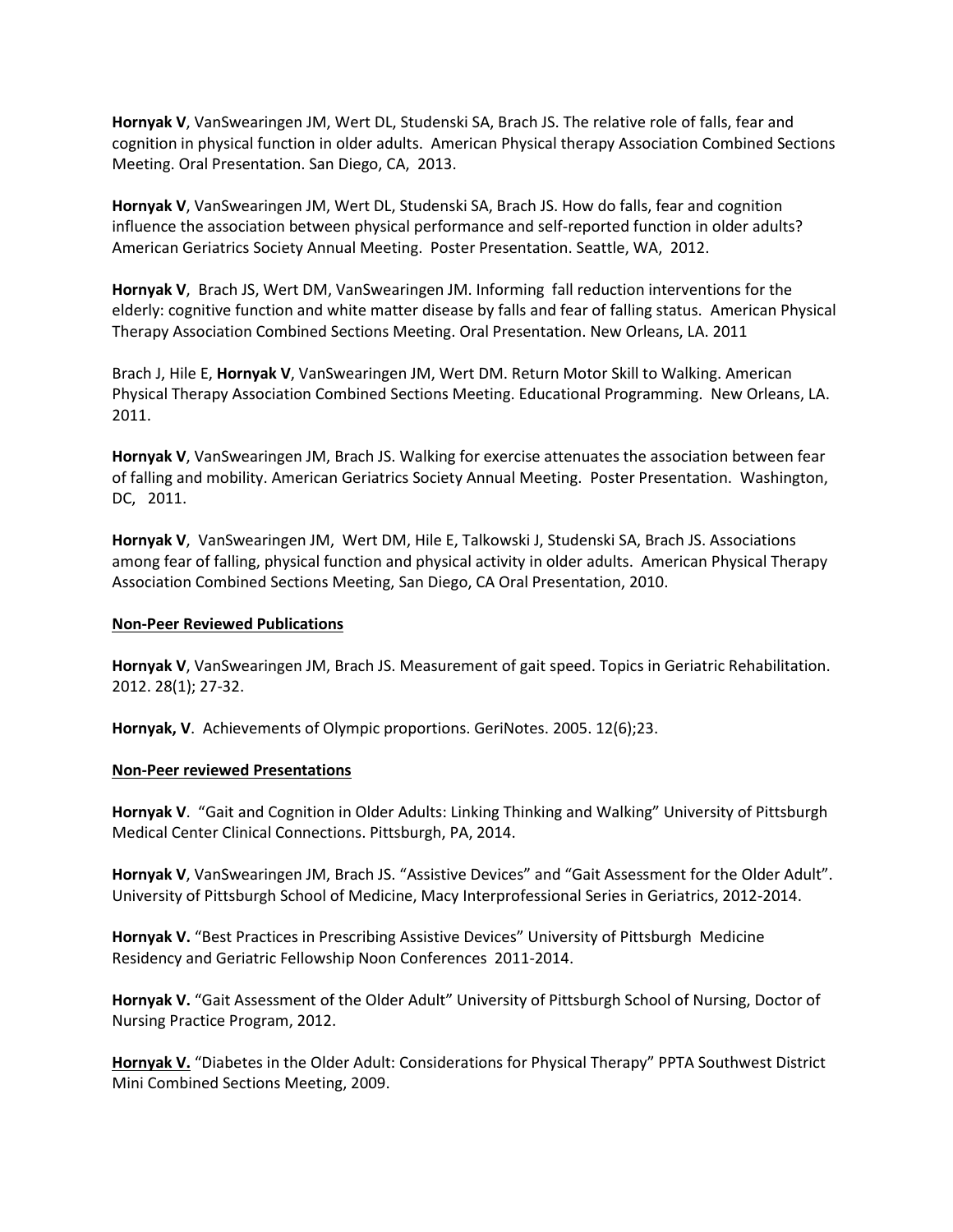**Hornyak V**, VanSwearingen JM, Wert DL, Studenski SA, Brach JS. The relative role of falls, fear and cognition in physical function in older adults. American Physical therapy Association Combined Sections Meeting. Oral Presentation. San Diego, CA, 2013.

**Hornyak V**, VanSwearingen JM, Wert DL, Studenski SA, Brach JS. How do falls, fear and cognition influence the association between physical performance and self-reported function in older adults? American Geriatrics Society Annual Meeting. Poster Presentation. Seattle, WA, 2012.

**Hornyak V**, Brach JS, Wert DM, VanSwearingen JM. Informing fall reduction interventions for the elderly: cognitive function and white matter disease by falls and fear of falling status. American Physical Therapy Association Combined Sections Meeting. Oral Presentation. New Orleans, LA. 2011

Brach J, Hile E, **Hornyak V**, VanSwearingen JM, Wert DM. Return Motor Skill to Walking. American Physical Therapy Association Combined Sections Meeting. Educational Programming. New Orleans, LA. 2011.

**Hornyak V**, VanSwearingen JM, Brach JS. Walking for exercise attenuates the association between fear of falling and mobility. American Geriatrics Society Annual Meeting. Poster Presentation. Washington, DC, 2011.

**Hornyak V**, VanSwearingen JM, Wert DM, Hile E, Talkowski J, Studenski SA, Brach JS. Associations among fear of falling, physical function and physical activity in older adults. American Physical Therapy Association Combined Sections Meeting, San Diego, CA Oral Presentation, 2010.

**Non-Peer Reviewed Publications**

**Hornyak V**, VanSwearingen JM, Brach JS. Measurement of gait speed. Topics in Geriatric Rehabilitation. 2012. 28(1); 27-32.

**Hornyak, V**. Achievements of Olympic proportions. GeriNotes. 2005. 12(6);23.

**Non-Peer reviewed Presentations**

**Hornyak V**. "Gait and Cognition in Older Adults: Linking Thinking and Walking" University of Pittsburgh Medical Center Clinical Connections. Pittsburgh, PA, 2014.

**Hornyak V**, VanSwearingen JM, Brach JS. "Assistive Devices" and "Gait Assessment for the Older Adult". University of Pittsburgh School of Medicine, Macy Interprofessional Series in Geriatrics, 2012-2014.

**Hornyak V.** "Best Practices in Prescribing Assistive Devices" University of Pittsburgh Medicine Residency and Geriatric Fellowship Noon Conferences 2011-2014.

**Hornyak V.** "Gait Assessment of the Older Adult" University of Pittsburgh School of Nursing, Doctor of Nursing Practice Program, 2012.

**Hornyak V.** "Diabetes in the Older Adult: Considerations for Physical Therapy" PPTA Southwest District Mini Combined Sections Meeting, 2009.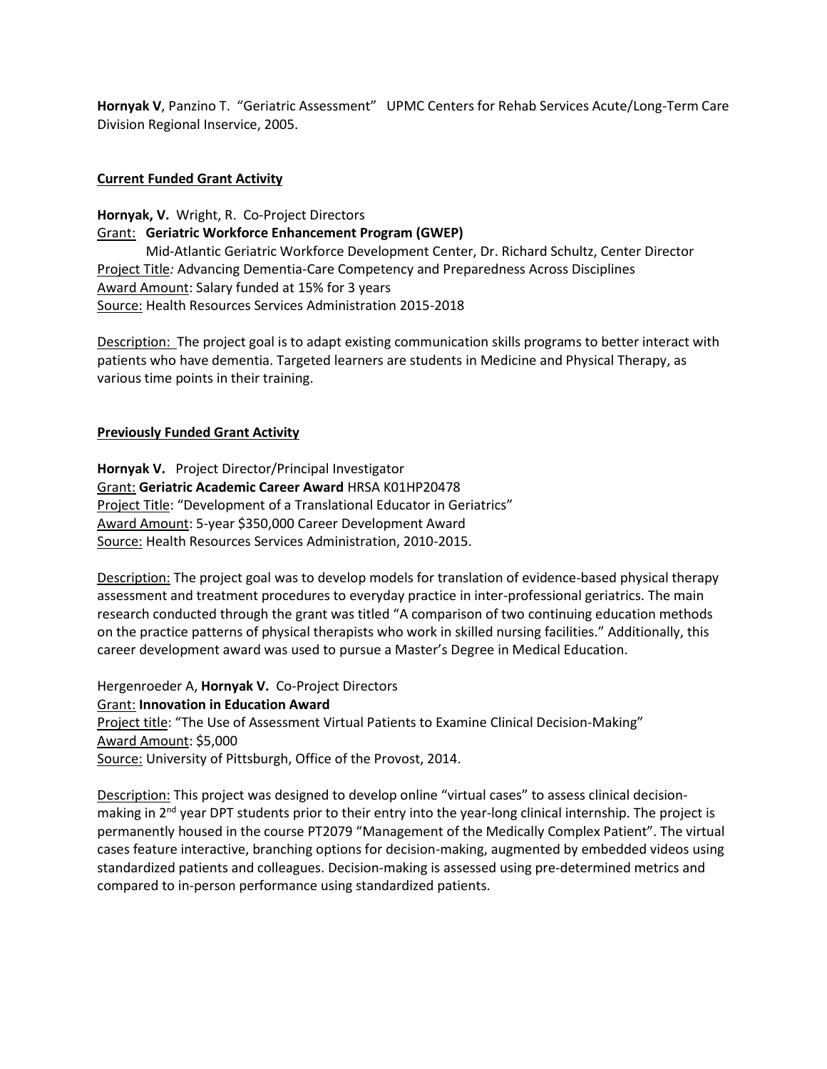**Hornyak V**, Panzino T. "Geriatric Assessment" UPMC Centers for Rehab Services Acute/Long-Term Care Division Regional Inservice, 2005.

## Current Funded Grant Activity

**Hornyak, V.** Wright, R. Co-Project Directors
Grant: **Geriatric Workforce Enhancement Program (GWEP)**
Mid-Atlantic Geriatric Workforce Development Center, Dr. Richard Schultz, Center Director
Project Title*:* Advancing Dementia-Care Competency and Preparedness Across Disciplines
Award Amount: Salary funded at 15% for 3 years
Source: Health Resources Services Administration 2015-2018

Description: The project goal is to adapt existing communication skills programs to better interact with patients who have dementia. Targeted learners are students in Medicine and Physical Therapy, as various time points in their training.

## Previously Funded Grant Activity

**Hornyak V.** Project Director/Principal Investigator
Grant: **Geriatric Academic Career Award** HRSA K01HP20478
Project Title: "Development of a Translational Educator in Geriatrics"
Award Amount: 5-year $350,000 Career Development Award
Source: Health Resources Services Administration, 2010-2015.

Description: The project goal was to develop models for translation of evidence-based physical therapy assessment and treatment procedures to everyday practice in inter-professional geriatrics. The main research conducted through the grant was titled "A comparison of two continuing education methods on the practice patterns of physical therapists who work in skilled nursing facilities." Additionally, this career development award was used to pursue a Master's Degree in Medical Education.

Hergenroeder A, **Hornyak V.** Co-Project Directors
Grant: **Innovation in Education Award**
Project title: "The Use of Assessment Virtual Patients to Examine Clinical Decision-Making"
Award Amount: $5,000
Source: University of Pittsburgh, Office of the Provost, 2014.

Description: This project was designed to develop online "virtual cases" to assess clinical decision-making in 2nd year DPT students prior to their entry into the year-long clinical internship. The project is permanently housed in the course PT2079 "Management of the Medically Complex Patient". The virtual cases feature interactive, branching options for decision-making, augmented by embedded videos using standardized patients and colleagues. Decision-making is assessed using pre-determined metrics and compared to in-person performance using standardized patients.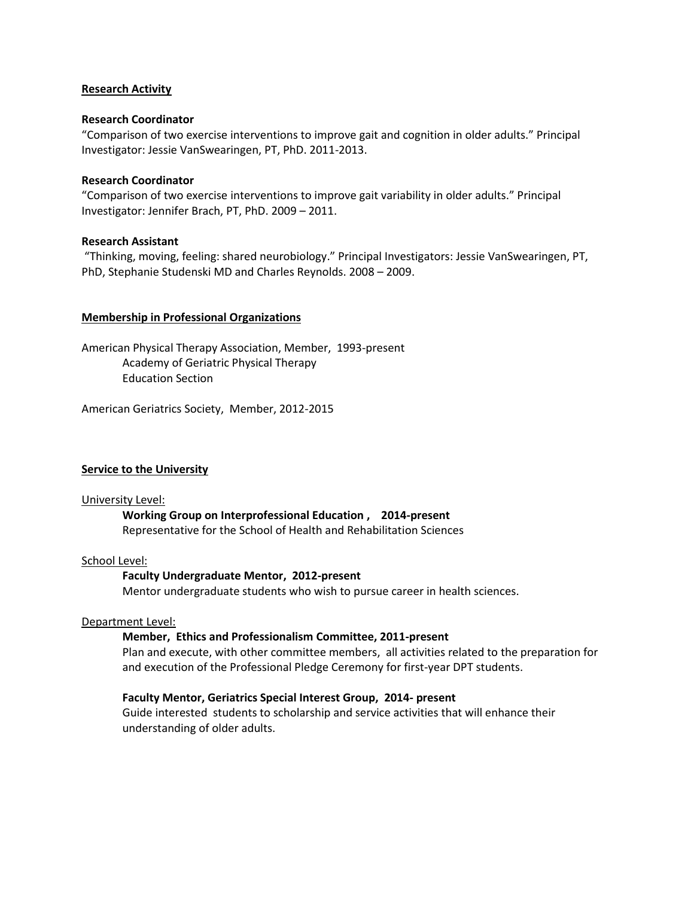## Research Activity

**Research Coordinator**
"Comparison of two exercise interventions to improve gait and cognition in older adults." Principal Investigator: Jessie VanSwearingen, PT, PhD. 2011-2013.

**Research Coordinator**
"Comparison of two exercise interventions to improve gait variability in older adults." Principal Investigator: Jennifer Brach, PT, PhD. 2009 – 2011.

**Research Assistant**
"Thinking, moving, feeling: shared neurobiology." Principal Investigators: Jessie VanSwearingen, PT, PhD, Stephanie Studenski MD and Charles Reynolds. 2008 – 2009.

## Membership in Professional Organizations

American Physical Therapy Association, Member, 1993-present
- Academy of Geriatric Physical Therapy
- Education Section

American Geriatrics Society, Member, 2012-2015

## Service to the University

University Level:

- **Working Group on Interprofessional Education , 2014-present**
  Representative for the School of Health and Rehabilitation Sciences

School Level:

- **Faculty Undergraduate Mentor, 2012-present**
  Mentor undergraduate students who wish to pursue career in health sciences.

Department Level:

- **Member, Ethics and Professionalism Committee, 2011-present**
  Plan and execute, with other committee members, all activities related to the preparation for and execution of the Professional Pledge Ceremony for first-year DPT students.

- **Faculty Mentor, Geriatrics Special Interest Group, 2014- present**
  Guide interested students to scholarship and service activities that will enhance their understanding of older adults.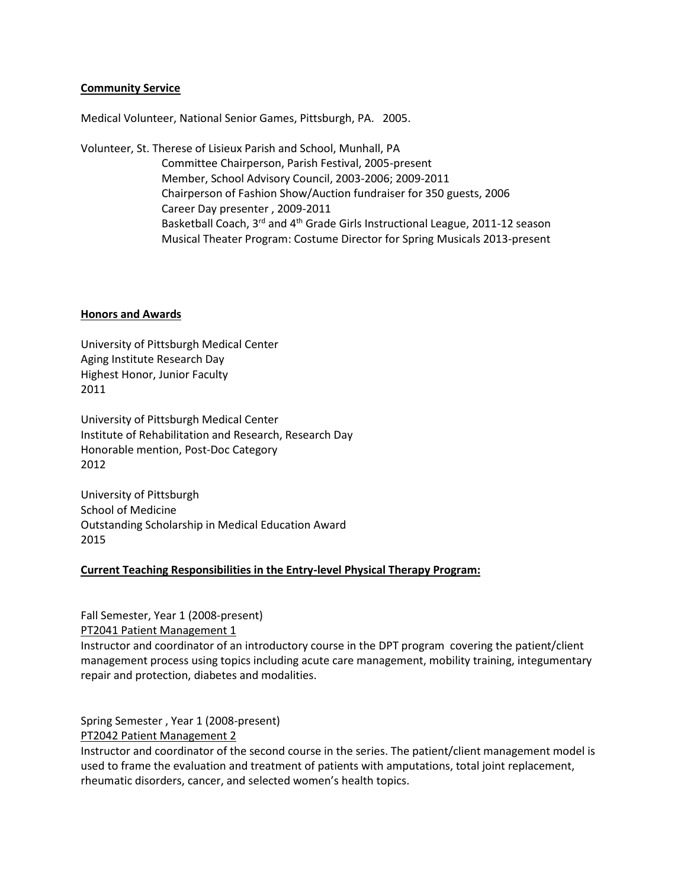**Community Service**

Medical Volunteer, National Senior Games, Pittsburgh, PA. 2005.

Volunteer, St. Therese of Lisieux Parish and School, Munhall, PA

- Committee Chairperson, Parish Festival, 2005-present
- Member, School Advisory Council, 2003-2006; 2009-2011
- Chairperson of Fashion Show/Auction fundraiser for 350 guests, 2006
- Career Day presenter , 2009-2011
- Basketball Coach, 3rd and 4th Grade Girls Instructional League, 2011-12 season
- Musical Theater Program: Costume Director for Spring Musicals 2013-present

**Honors and Awards**

University of Pittsburgh Medical Center
Aging Institute Research Day
Highest Honor, Junior Faculty
2011

University of Pittsburgh Medical Center
Institute of Rehabilitation and Research, Research Day
Honorable mention, Post-Doc Category
2012

University of Pittsburgh
School of Medicine
Outstanding Scholarship in Medical Education Award
2015

**Current Teaching Responsibilities in the Entry-level Physical Therapy Program:**

Fall Semester, Year 1 (2008-present)
PT2041 Patient Management 1
Instructor and coordinator of an introductory course in the DPT program covering the patient/client management process using topics including acute care management, mobility training, integumentary repair and protection, diabetes and modalities.

Spring Semester , Year 1 (2008-present)
PT2042 Patient Management 2
Instructor and coordinator of the second course in the series. The patient/client management model is used to frame the evaluation and treatment of patients with amputations, total joint replacement, rheumatic disorders, cancer, and selected women's health topics.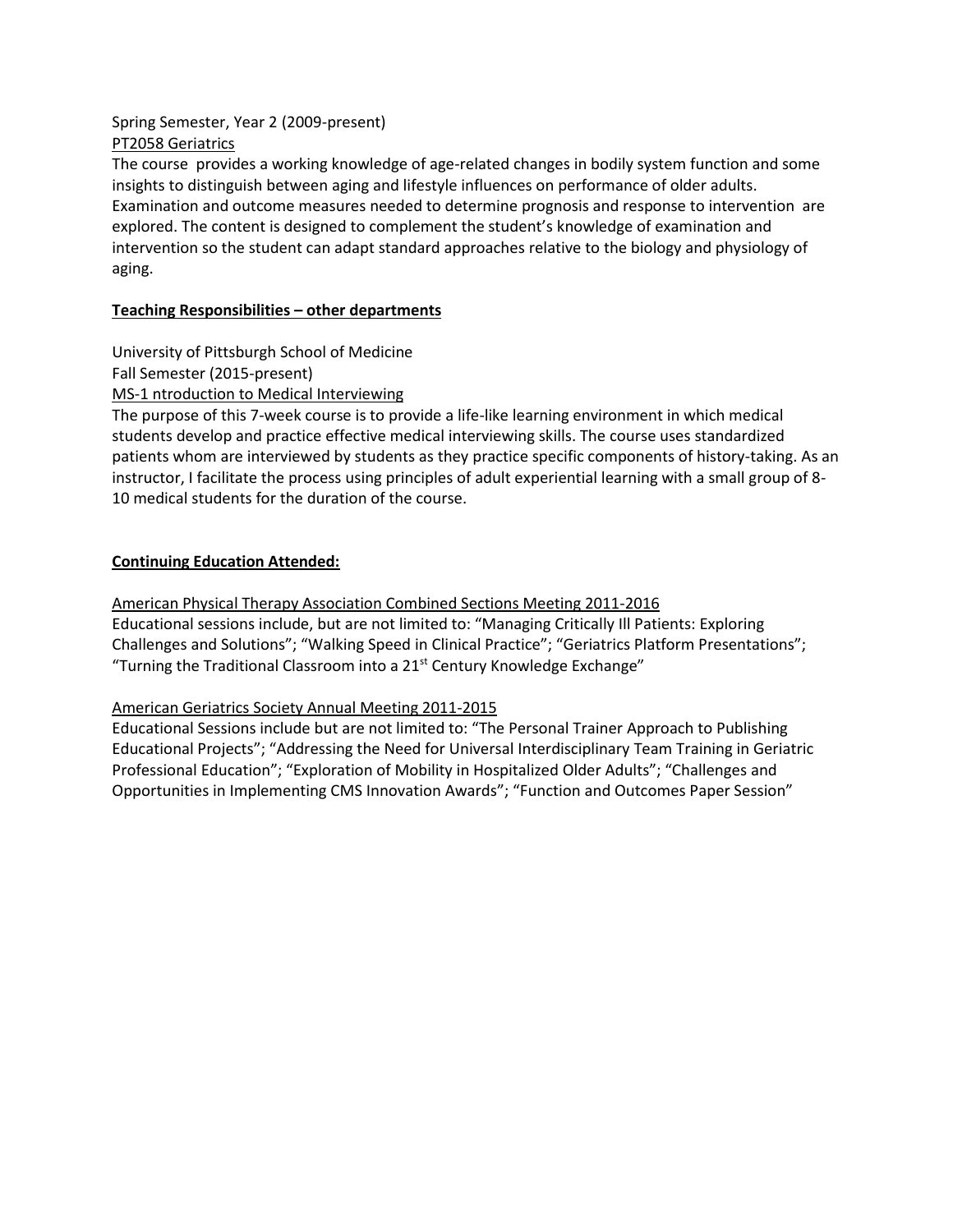Spring Semester, Year 2 (2009-present)

PT2058 Geriatrics

The course provides a working knowledge of age-related changes in bodily system function and some insights to distinguish between aging and lifestyle influences on performance of older adults. Examination and outcome measures needed to determine prognosis and response to intervention are explored. The content is designed to complement the student's knowledge of examination and intervention so the student can adapt standard approaches relative to the biology and physiology of aging.

**Teaching Responsibilities – other departments**

University of Pittsburgh School of Medicine

Fall Semester (2015-present)

MS-1 ntroduction to Medical Interviewing

The purpose of this 7-week course is to provide a life-like learning environment in which medical students develop and practice effective medical interviewing skills. The course uses standardized patients whom are interviewed by students as they practice specific components of history-taking. As an instructor, I facilitate the process using principles of adult experiential learning with a small group of 8-10 medical students for the duration of the course.

**Continuing Education Attended:**

American Physical Therapy Association Combined Sections Meeting 2011-2016

Educational sessions include, but are not limited to: "Managing Critically Ill Patients: Exploring Challenges and Solutions"; "Walking Speed in Clinical Practice"; "Geriatrics Platform Presentations"; "Turning the Traditional Classroom into a 21st Century Knowledge Exchange"

American Geriatrics Society Annual Meeting 2011-2015

Educational Sessions include but are not limited to: "The Personal Trainer Approach to Publishing Educational Projects"; "Addressing the Need for Universal Interdisciplinary Team Training in Geriatric Professional Education"; "Exploration of Mobility in Hospitalized Older Adults"; "Challenges and Opportunities in Implementing CMS Innovation Awards"; "Function and Outcomes Paper Session"